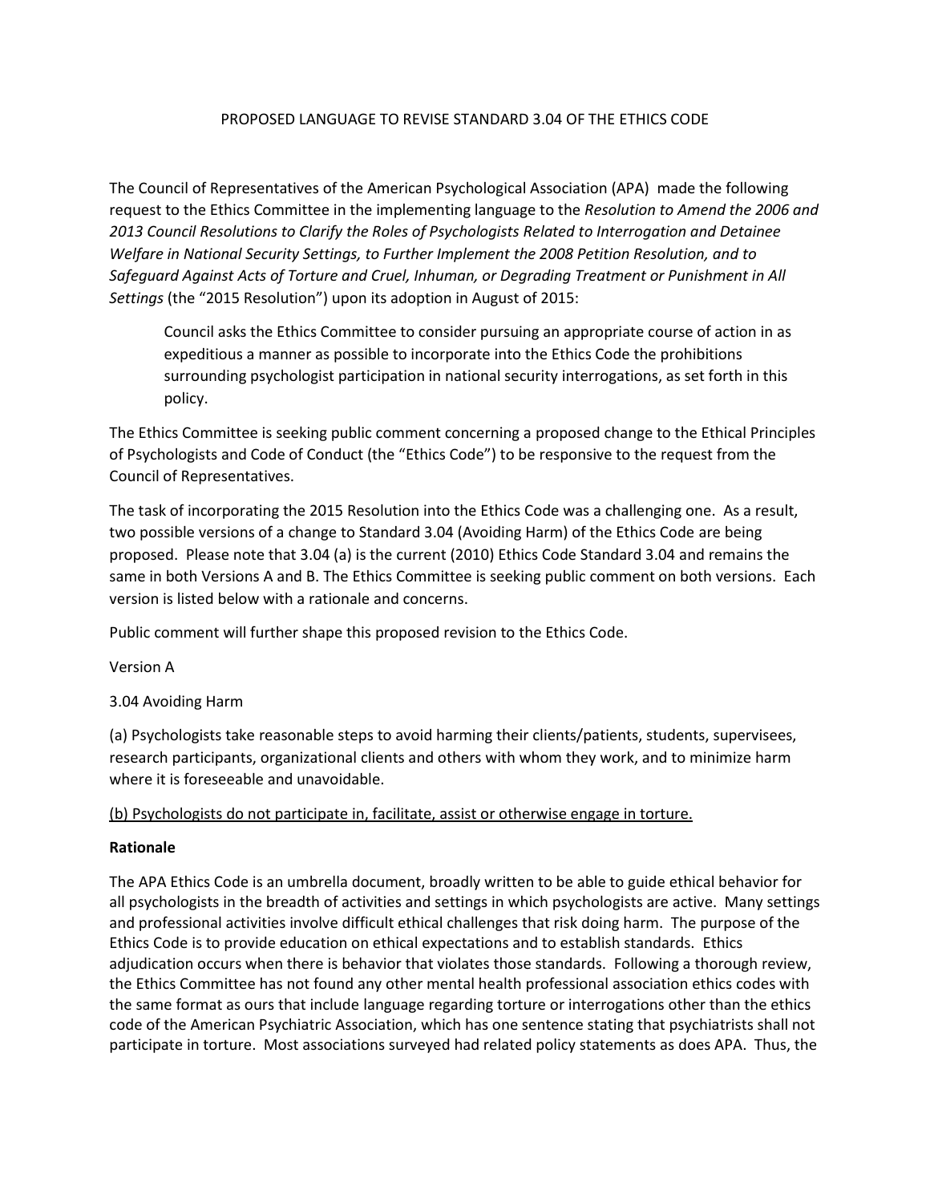# PROPOSED LANGUAGE TO REVISE STANDARD 3.04 OF THE ETHICS CODE

The Council of Representatives of the American Psychological Association (APA) made the following request to the Ethics Committee in the implementing language to the *Resolution to Amend the 2006 and 2013 Council Resolutions to Clarify the Roles of Psychologists Related to Interrogation and Detainee Welfare in National Security Settings, to Further Implement the 2008 Petition Resolution, and to Safeguard Against Acts of Torture and Cruel, Inhuman, or Degrading Treatment or Punishment in All Settings* (the "2015 Resolution") upon its adoption in August of 2015:

> Council asks the Ethics Committee to consider pursuing an appropriate course of action in as expeditious a manner as possible to incorporate into the Ethics Code the prohibitions surrounding psychologist participation in national security interrogations, as set forth in this policy.

The Ethics Committee is seeking public comment concerning a proposed change to the Ethical Principles of Psychologists and Code of Conduct (the "Ethics Code") to be responsive to the request from the Council of Representatives.

The task of incorporating the 2015 Resolution into the Ethics Code was a challenging one. As a result, two possible versions of a change to Standard 3.04 (Avoiding Harm) of the Ethics Code are being proposed. Please note that 3.04 (a) is the current (2010) Ethics Code Standard 3.04 and remains the same in both Versions A and B. The Ethics Committee is seeking public comment on both versions. Each version is listed below with a rationale and concerns.

Public comment will further shape this proposed revision to the Ethics Code.

Version A

3.04 Avoiding Harm

(a) Psychologists take reasonable steps to avoid harming their clients/patients, students, supervisees, research participants, organizational clients and others with whom they work, and to minimize harm where it is foreseeable and unavoidable.

<u>(b) Psychologists do not participate in, facilitate, assist or otherwise engage in torture.</u>

**Rationale**

The APA Ethics Code is an umbrella document, broadly written to be able to guide ethical behavior for all psychologists in the breadth of activities and settings in which psychologists are active. Many settings and professional activities involve difficult ethical challenges that risk doing harm. The purpose of the Ethics Code is to provide education on ethical expectations and to establish standards. Ethics adjudication occurs when there is behavior that violates those standards. Following a thorough review, the Ethics Committee has not found any other mental health professional association ethics codes with the same format as ours that include language regarding torture or interrogations other than the ethics code of the American Psychiatric Association, which has one sentence stating that psychiatrists shall not participate in torture. Most associations surveyed had related policy statements as does APA. Thus, the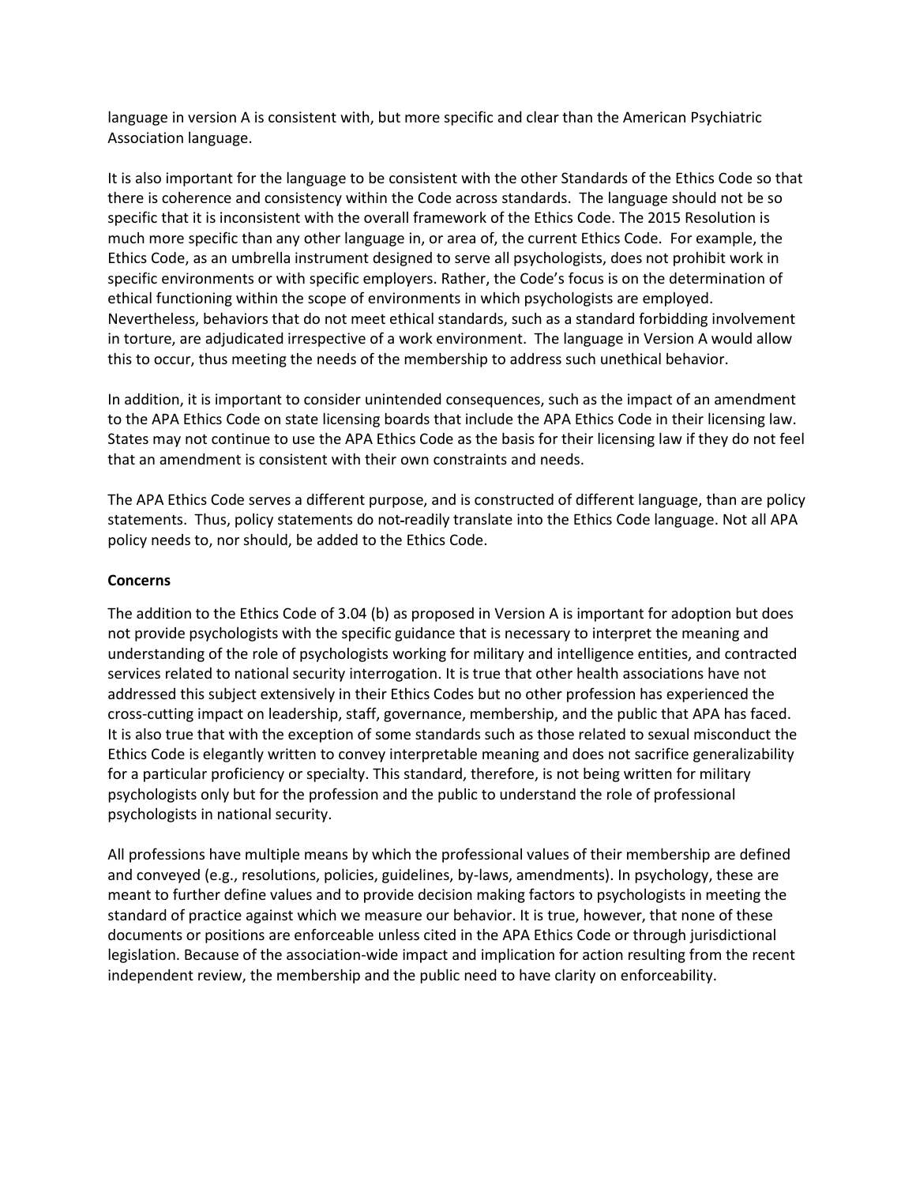language in version A is consistent with, but more specific and clear than the American Psychiatric Association language.

It is also important for the language to be consistent with the other Standards of the Ethics Code so that there is coherence and consistency within the Code across standards. The language should not be so specific that it is inconsistent with the overall framework of the Ethics Code. The 2015 Resolution is much more specific than any other language in, or area of, the current Ethics Code. For example, the Ethics Code, as an umbrella instrument designed to serve all psychologists, does not prohibit work in specific environments or with specific employers. Rather, the Code's focus is on the determination of ethical functioning within the scope of environments in which psychologists are employed. Nevertheless, behaviors that do not meet ethical standards, such as a standard forbidding involvement in torture, are adjudicated irrespective of a work environment. The language in Version A would allow this to occur, thus meeting the needs of the membership to address such unethical behavior.

In addition, it is important to consider unintended consequences, such as the impact of an amendment to the APA Ethics Code on state licensing boards that include the APA Ethics Code in their licensing law. States may not continue to use the APA Ethics Code as the basis for their licensing law if they do not feel that an amendment is consistent with their own constraints and needs.

The APA Ethics Code serves a different purpose, and is constructed of different language, than are policy statements. Thus, policy statements do not readily translate into the Ethics Code language. Not all APA policy needs to, nor should, be added to the Ethics Code.

**Concerns**

The addition to the Ethics Code of 3.04 (b) as proposed in Version A is important for adoption but does not provide psychologists with the specific guidance that is necessary to interpret the meaning and understanding of the role of psychologists working for military and intelligence entities, and contracted services related to national security interrogation. It is true that other health associations have not addressed this subject extensively in their Ethics Codes but no other profession has experienced the cross-cutting impact on leadership, staff, governance, membership, and the public that APA has faced. It is also true that with the exception of some standards such as those related to sexual misconduct the Ethics Code is elegantly written to convey interpretable meaning and does not sacrifice generalizability for a particular proficiency or specialty. This standard, therefore, is not being written for military psychologists only but for the profession and the public to understand the role of professional psychologists in national security.

All professions have multiple means by which the professional values of their membership are defined and conveyed (e.g., resolutions, policies, guidelines, by-laws, amendments). In psychology, these are meant to further define values and to provide decision making factors to psychologists in meeting the standard of practice against which we measure our behavior. It is true, however, that none of these documents or positions are enforceable unless cited in the APA Ethics Code or through jurisdictional legislation. Because of the association-wide impact and implication for action resulting from the recent independent review, the membership and the public need to have clarity on enforceability.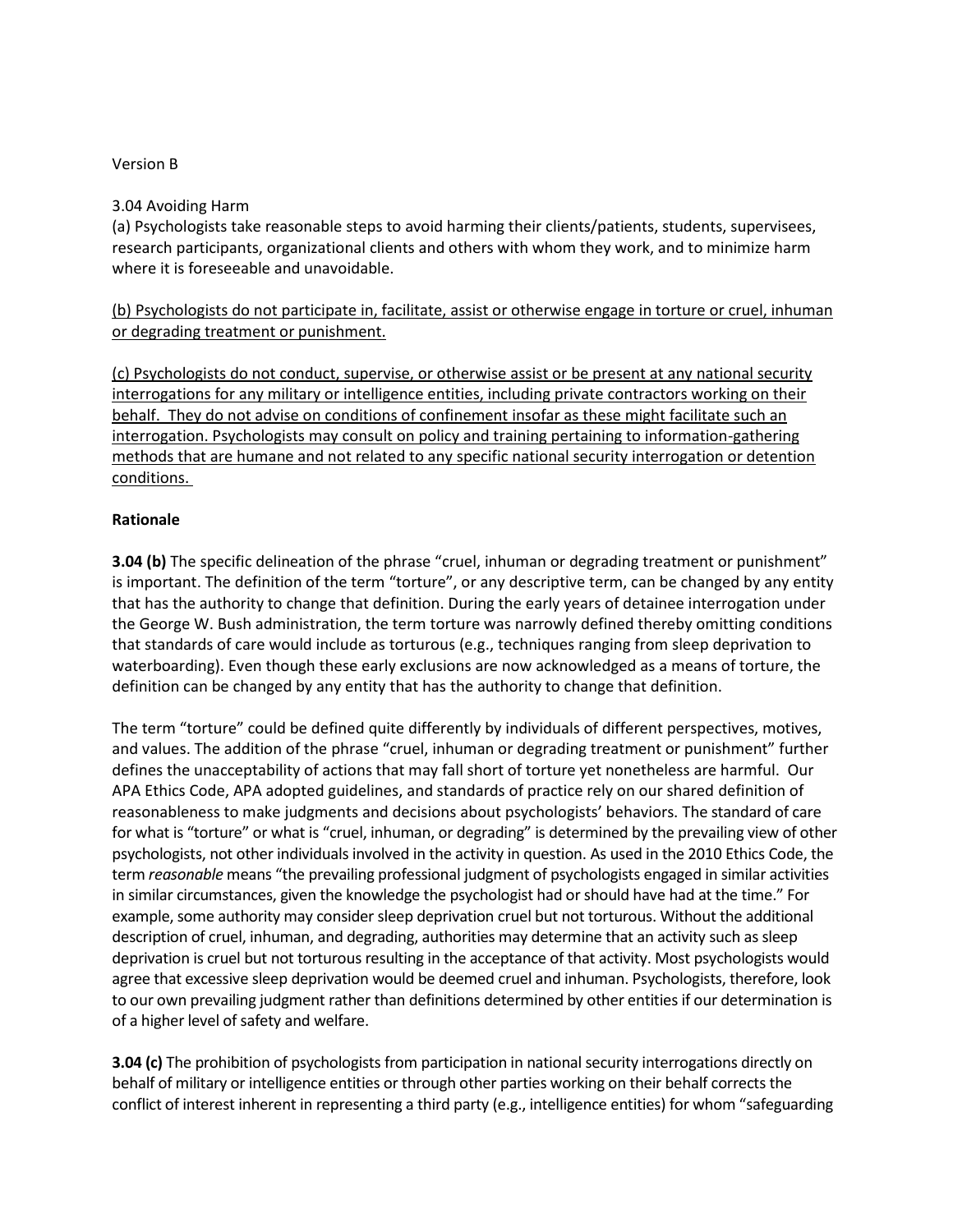Version B

3.04 Avoiding Harm

(a) Psychologists take reasonable steps to avoid harming their clients/patients, students, supervisees, research participants, organizational clients and others with whom they work, and to minimize harm where it is foreseeable and unavoidable.

<u>(b) Psychologists do not participate in, facilitate, assist or otherwise engage in torture or cruel, inhuman or degrading treatment or punishment.</u>

<u>(c) Psychologists do not conduct, supervise, or otherwise assist or be present at any national security interrogations for any military or intelligence entities, including private contractors working on their behalf. They do not advise on conditions of confinement insofar as these might facilitate such an interrogation. Psychologists may consult on policy and training pertaining to information-gathering methods that are humane and not related to any specific national security interrogation or detention conditions.</u>

**Rationale**

**3.04 (b)** The specific delineation of the phrase "cruel, inhuman or degrading treatment or punishment" is important. The definition of the term "torture", or any descriptive term, can be changed by any entity that has the authority to change that definition. During the early years of detainee interrogation under the George W. Bush administration, the term torture was narrowly defined thereby omitting conditions that standards of care would include as torturous (e.g., techniques ranging from sleep deprivation to waterboarding). Even though these early exclusions are now acknowledged as a means of torture, the definition can be changed by any entity that has the authority to change that definition.

The term "torture" could be defined quite differently by individuals of different perspectives, motives, and values. The addition of the phrase "cruel, inhuman or degrading treatment or punishment" further defines the unacceptability of actions that may fall short of torture yet nonetheless are harmful. Our APA Ethics Code, APA adopted guidelines, and standards of practice rely on our shared definition of reasonableness to make judgments and decisions about psychologists' behaviors. The standard of care for what is "torture" or what is "cruel, inhuman, or degrading" is determined by the prevailing view of other psychologists, not other individuals involved in the activity in question. As used in the 2010 Ethics Code, the term *reasonable* means "the prevailing professional judgment of psychologists engaged in similar activities in similar circumstances, given the knowledge the psychologist had or should have had at the time." For example, some authority may consider sleep deprivation cruel but not torturous. Without the additional description of cruel, inhuman, and degrading, authorities may determine that an activity such as sleep deprivation is cruel but not torturous resulting in the acceptance of that activity. Most psychologists would agree that excessive sleep deprivation would be deemed cruel and inhuman. Psychologists, therefore, look to our own prevailing judgment rather than definitions determined by other entities if our determination is of a higher level of safety and welfare.

**3.04 (c)** The prohibition of psychologists from participation in national security interrogations directly on behalf of military or intelligence entities or through other parties working on their behalf corrects the conflict of interest inherent in representing a third party (e.g., intelligence entities) for whom "safeguarding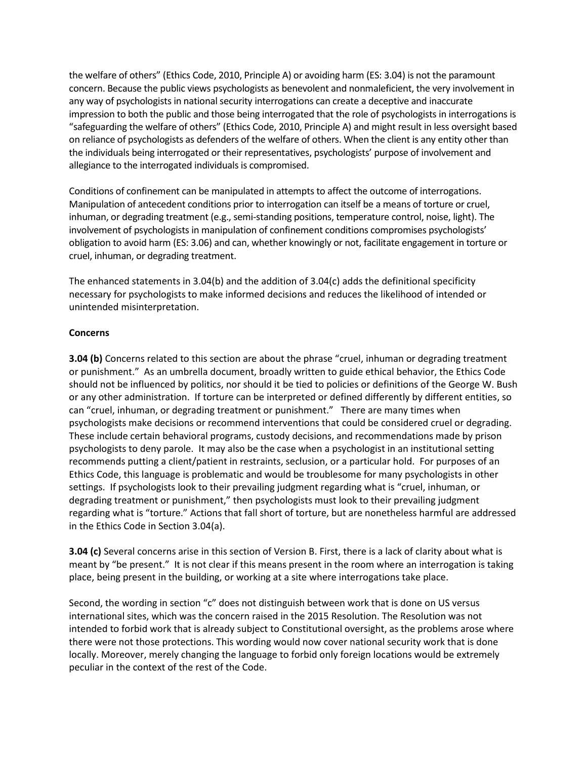the welfare of others" (Ethics Code, 2010, Principle A) or avoiding harm (ES: 3.04) is not the paramount concern. Because the public views psychologists as benevolent and nonmaleficient, the very involvement in any way of psychologists in national security interrogations can create a deceptive and inaccurate impression to both the public and those being interrogated that the role of psychologists in interrogations is "safeguarding the welfare of others" (Ethics Code, 2010, Principle A) and might result in less oversight based on reliance of psychologists as defenders of the welfare of others. When the client is any entity other than the individuals being interrogated or their representatives, psychologists' purpose of involvement and allegiance to the interrogated individuals is compromised.

Conditions of confinement can be manipulated in attempts to affect the outcome of interrogations. Manipulation of antecedent conditions prior to interrogation can itself be a means of torture or cruel, inhuman, or degrading treatment (e.g., semi-standing positions, temperature control, noise, light). The involvement of psychologists in manipulation of confinement conditions compromises psychologists' obligation to avoid harm (ES: 3.06) and can, whether knowingly or not, facilitate engagement in torture or cruel, inhuman, or degrading treatment.

The enhanced statements in 3.04(b) and the addition of 3.04(c) adds the definitional specificity necessary for psychologists to make informed decisions and reduces the likelihood of intended or unintended misinterpretation.

**Concerns**

**3.04 (b)** Concerns related to this section are about the phrase "cruel, inhuman or degrading treatment or punishment." As an umbrella document, broadly written to guide ethical behavior, the Ethics Code should not be influenced by politics, nor should it be tied to policies or definitions of the George W. Bush or any other administration. If torture can be interpreted or defined differently by different entities, so can "cruel, inhuman, or degrading treatment or punishment." There are many times when psychologists make decisions or recommend interventions that could be considered cruel or degrading. These include certain behavioral programs, custody decisions, and recommendations made by prison psychologists to deny parole. It may also be the case when a psychologist in an institutional setting recommends putting a client/patient in restraints, seclusion, or a particular hold. For purposes of an Ethics Code, this language is problematic and would be troublesome for many psychologists in other settings. If psychologists look to their prevailing judgment regarding what is "cruel, inhuman, or degrading treatment or punishment," then psychologists must look to their prevailing judgment regarding what is "torture." Actions that fall short of torture, but are nonetheless harmful are addressed in the Ethics Code in Section 3.04(a).

**3.04 (c)** Several concerns arise in this section of Version B. First, there is a lack of clarity about what is meant by "be present." It is not clear if this means present in the room where an interrogation is taking place, being present in the building, or working at a site where interrogations take place.

Second, the wording in section "c" does not distinguish between work that is done on US versus international sites, which was the concern raised in the 2015 Resolution. The Resolution was not intended to forbid work that is already subject to Constitutional oversight, as the problems arose where there were not those protections. This wording would now cover national security work that is done locally. Moreover, merely changing the language to forbid only foreign locations would be extremely peculiar in the context of the rest of the Code.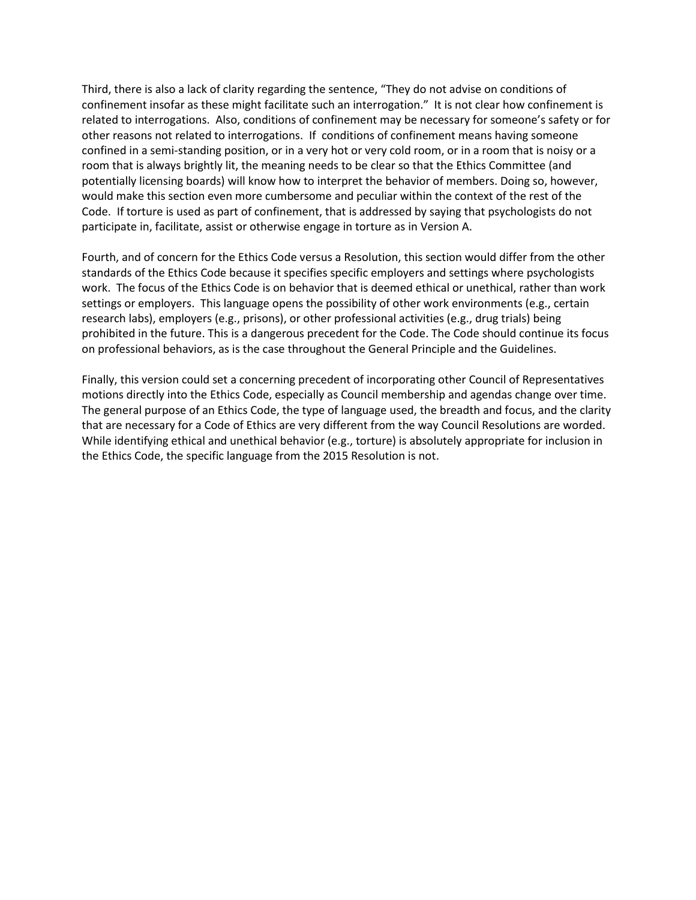Third, there is also a lack of clarity regarding the sentence, "They do not advise on conditions of confinement insofar as these might facilitate such an interrogation." It is not clear how confinement is related to interrogations. Also, conditions of confinement may be necessary for someone's safety or for other reasons not related to interrogations. If conditions of confinement means having someone confined in a semi-standing position, or in a very hot or very cold room, or in a room that is noisy or a room that is always brightly lit, the meaning needs to be clear so that the Ethics Committee (and potentially licensing boards) will know how to interpret the behavior of members. Doing so, however, would make this section even more cumbersome and peculiar within the context of the rest of the Code. If torture is used as part of confinement, that is addressed by saying that psychologists do not participate in, facilitate, assist or otherwise engage in torture as in Version A.

Fourth, and of concern for the Ethics Code versus a Resolution, this section would differ from the other standards of the Ethics Code because it specifies specific employers and settings where psychologists work. The focus of the Ethics Code is on behavior that is deemed ethical or unethical, rather than work settings or employers. This language opens the possibility of other work environments (e.g., certain research labs), employers (e.g., prisons), or other professional activities (e.g., drug trials) being prohibited in the future. This is a dangerous precedent for the Code. The Code should continue its focus on professional behaviors, as is the case throughout the General Principle and the Guidelines.

Finally, this version could set a concerning precedent of incorporating other Council of Representatives motions directly into the Ethics Code, especially as Council membership and agendas change over time. The general purpose of an Ethics Code, the type of language used, the breadth and focus, and the clarity that are necessary for a Code of Ethics are very different from the way Council Resolutions are worded. While identifying ethical and unethical behavior (e.g., torture) is absolutely appropriate for inclusion in the Ethics Code, the specific language from the 2015 Resolution is not.